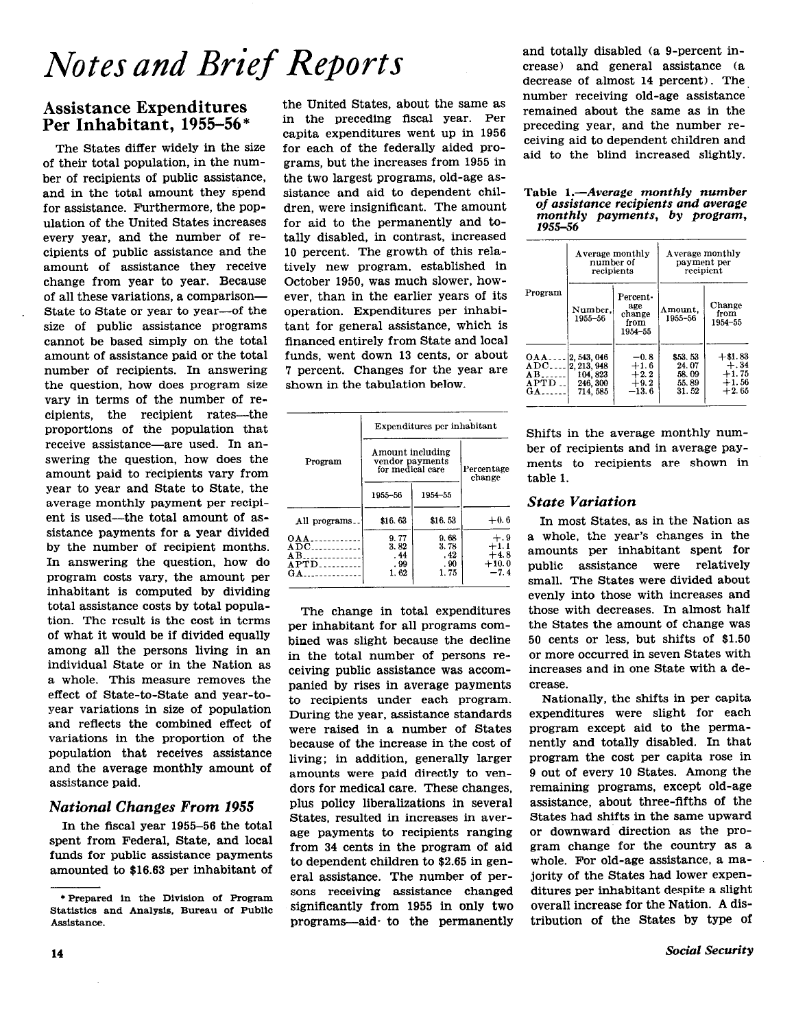# Notes and Brief Reports

## Assistance Expenditures Per Inhabitant, 1955–56*

The States differ widely in the size of their total population, in the number of recipients of public assistance, and in the total amount they spend for assistance. Furthermore, the population of the United States increases every year, and the number of recipients of public assistance and the amount of assistance they receive change from year to year. Because of all these variations, a comparison—State to State or year to year—of the size of public assistance programs cannot be based simply on the total amount of assistance paid or the total number of recipients. In answering the question, how does program size vary in terms of the number of recipients, the recipient rates—the proportions of the population that receive assistance—are used. In answering the question, how does the amount paid to recipients vary from year to year and State to State, the average monthly payment per recipient is used—the total amount of assistance payments for a year divided by the number of recipient months. In answering the question, how do program costs vary, the amount per inhabitant is computed by dividing total assistance costs by total population. The result is the cost in terms of what it would be if divided equally among all the persons living in an individual State or in the Nation as a whole. This measure removes the effect of State-to-State and year-to-year variations in size of population and reflects the combined effect of variations in the proportion of the population that receives assistance and the average monthly amount of assistance paid.

### National Changes From 1955

In the fiscal year 1955–56 the total spent from Federal, State, and local funds for public assistance payments amounted to $16.63 per inhabitant of the United States, about the same as in the preceding fiscal year. Per capita expenditures went up in 1956 for each of the federally aided programs, but the increases from 1955 in the two largest programs, old-age assistance and aid to dependent children, were insignificant. The amount for aid to the permanently and totally disabled, in contrast, increased 10 percent. The growth of this relatively new program, established in October 1950, was much slower, however, than in the earlier years of its operation. Expenditures per inhabitant for general assistance, which is financed entirely from State and local funds, went down 13 cents, or about 7 percent. Changes for the year are shown in the tabulation below.

| Program | Expenditures per inhabitant | | |
|---|---|---|---|
| | Amount including vendor payments for medical care | | Percentage change |
| | 1955–56 | 1954–55 | |
| All programs | $16.63 | $16.53 | +0.6 |
| OAA | 9.77 | 9.68 | +.9 |
| ADC | 3.82 | 3.78 | +1.1 |
| AB | .44 | .42 | +4.8 |
| APTD | .99 | .90 | +10.0 |
| GA | 1.62 | 1.75 | −7.4 |

The change in total expenditures per inhabitant for all programs combined was slight because the decline in the total number of persons receiving public assistance was accompanied by rises in average payments to recipients under each program. During the year, assistance standards were raised in a number of States because of the increase in the cost of living; in addition, generally larger amounts were paid directly to vendors for medical care. These changes, plus policy liberalizations in several States, resulted in increases in average payments to recipients ranging from 34 cents in the program of aid to dependent children to $2.65 in general assistance. The number of persons receiving assistance changed significantly from 1955 in only two programs—aid to the permanently and totally disabled (a 9-percent increase) and general assistance (a decrease of almost 14 percent). The number receiving old-age assistance remained about the same as in the preceding year, and the number receiving aid to dependent children and aid to the blind increased slightly.

**Table 1.**—*Average monthly number of assistance recipients and average monthly payments, by program, 1955–56*

| Program | Average monthly number of recipients | | Average monthly payment per recipient | |
|---|---|---|---|---|
| | Number, 1955–56 | Percentage change from 1954–55 | Amount, 1955–56 | Change from 1954–55 |
| OAA | 2,543,046 | −0.8 | $53.53 | +$1.83 |
| ADC | 2,213,948 | +1.6 | 24.07 | +.34 |
| AB | 104,823 | +2.2 | 58.09 | +1.75 |
| APTD | 246,300 | +9.2 | 55.89 | +1.56 |
| GA | 714,585 | −13.6 | 31.52 | +2.65 |

Shifts in the average monthly number of recipients and in average payments to recipients are shown in table 1.

### State Variation

In most States, as in the Nation as a whole, the year's changes in the amounts per inhabitant spent for public assistance were relatively small. The States were divided about evenly into those with increases and those with decreases. In almost half the States the amount of change was 50 cents or less, but shifts of $1.50 or more occurred in seven States with increases and in one State with a decrease.

Nationally, the shifts in per capita expenditures were slight for each program except aid to the permanently and totally disabled. In that program the cost per capita rose in 9 out of every 10 States. Among the remaining programs, except old-age assistance, about three-fifths of the States had shifts in the same upward or downward direction as the program change for the country as a whole. For old-age assistance, a majority of the States had lower expenditures per inhabitant despite a slight overall increase for the Nation. A distribution of the States by type of

* Prepared in the Division of Program Statistics and Analysis, Bureau of Public Assistance.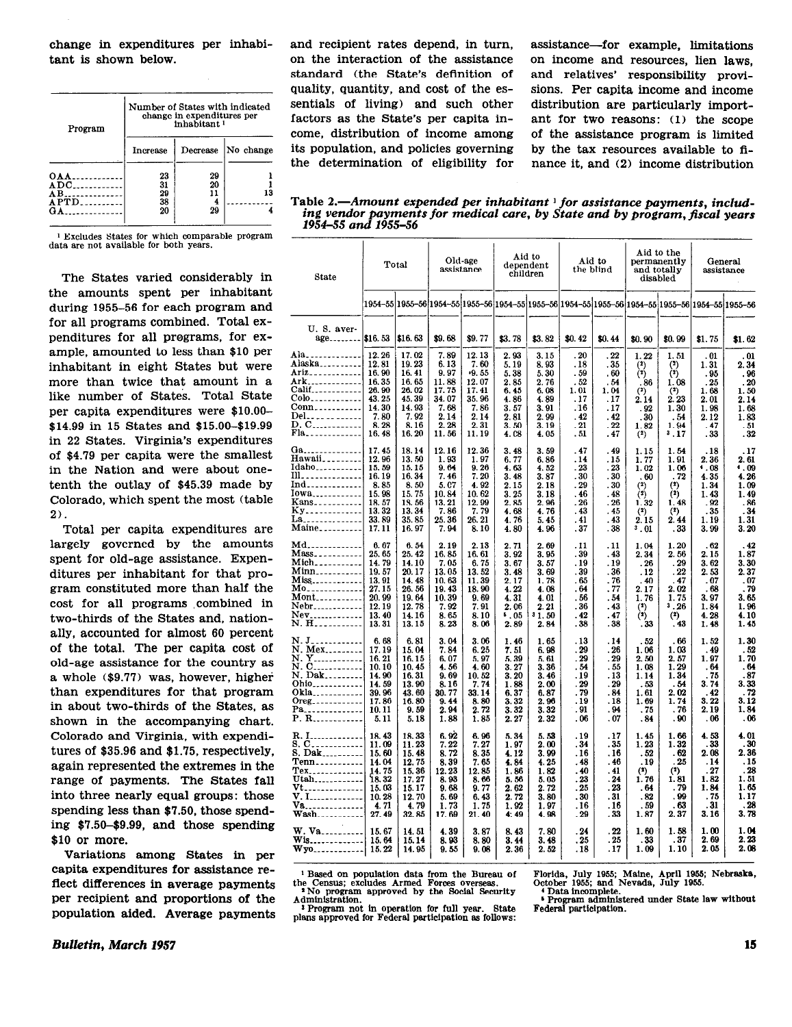change in expenditures per inhabitant is shown below.

| Program | Number of States with indicated change in expenditures per inhabitant [1] | | |
|---|---|---|---|
| | Increase | Decrease | No change |
| OAA | 23 | 29 | 1 |
| ADC | 31 | 20 | 1 |
| AB | 29 | 11 | 13 |
| APTD | 38 | 4 | |
| GA | 20 | 29 | 4 |

[1] Excludes States for which comparable program data are not available for both years.

The States varied considerably in the amounts spent per inhabitant during 1955–56 for each program and for all programs combined. Total expenditures for all programs, for example, amounted to less than $10 per inhabitant in eight States but were more than twice that amount in a like number of States. Total State per capita expenditures were $10.00–$14.99 in 15 States and $15.00–$19.99 in 22 States. Virginia's expenditures of $4.79 per capita were the smallest in the Nation and were about one-tenth the outlay of $45.39 made by Colorado, which spent the most (table 2).

Total per capita expenditures are largely governed by the amounts spent for old-age assistance. Expenditures per inhabitant for that program constituted more than half the cost for all programs combined in two-thirds of the States and, nationally, accounted for almost 60 percent of the total. The per capita cost of old-age assistance for the country as a whole ($9.77) was, however, higher than expenditures for that program in about two-thirds of the States, as shown in the accompanying chart. Colorado and Virginia, with expenditures of $35.96 and $1.75, respectively, again represented the extremes in the range of payments. The States fall into three nearly equal groups: those spending less than $7.50, those spending $7.50–$9.99, and those spending $10 or more.

Variations among States in per capita expenditures for assistance reflect differences in average payments per recipient and proportions of the population aided. Average payments and recipient rates depend, in turn, on the interaction of the assistance standard (the State's definition of quality, quantity, and cost of the essentials of living) and such other factors as the State's per capita income, distribution of income among its population, and policies governing the determination of eligibility for assistance—for example, limitations on income and resources, lien laws, and relatives' responsibility provisions. Per capita income and income distribution are particularly important for two reasons: (1) the scope of the assistance program is limited by the tax resources available to finance it, and (2) income distribution

**Table 2.—*Amount expended per inhabitant [1] for assistance payments, including vendor payments for medical care, by State and by program, fiscal years 1954–55 and 1955–56***

| State | Total | | Old-age assistance | | Aid to dependent children | | Aid to the blind | | Aid to the permanently and totally disabled | | General assistance | |
|---|---|---|---|---|---|---|---|---|---|---|---|---|
| | 1954–55 | 1955–56 | 1954–55 | 1955–56 | 1954–55 | 1955–56 | 1954–55 | 1955–56 | 1954–55 | 1955–56 | 1954–55 | 1955–56 |
| U. S. average | $16.53 | $16.63 | $9.68 | $9.77 | $3.78 | $3.82 | $0.42 | $0.44 | $0.90 | $0.99 | $1.75 | $1.62 |
| Ala | 12.26 | 17.02 | 7.89 | 12.13 | 2.93 | 3.15 | .20 | .22 | 1.22 | 1.51 | .01 | .01 |
| Alaska | 12.81 | 19.23 | 6.13 | 7.60 | 5.19 | 8.93 | .18 | .35 | (2) | (2) | 1.31 | 2.34 |
| Ariz | 16.90 | 16.41 | 9.97 | [4]9.55 | 5.38 | 5.30 | .59 | .60 | (2) | (2) | .95 | .96 |
| Ark | 16.35 | 16.65 | 11.88 | 12.07 | 2.85 | 2.76 | .52 | .54 | .86 | 1.08 | .25 | .20 |
| Calif | 26.90 | 26.02 | 17.75 | 17.41 | 6.45 | 6.08 | 1.01 | 1.04 | (2) | (2) | 1.68 | 1.50 |
| Colo | 43.25 | 45.39 | 34.07 | 35.96 | 4.86 | 4.89 | .17 | .17 | 2.14 | 2.23 | 2.01 | 2.14 |
| Conn | 14.30 | 14.93 | 7.68 | 7.86 | 3.57 | 3.91 | .16 | .17 | .92 | 1.30 | 1.98 | 1.68 |
| Del | 7.80 | 7.92 | 2.14 | 2.14 | 2.81 | 2.99 | .42 | .42 | .30 | .54 | 2.12 | 1.83 |
| D. C | 8.28 | 8.16 | 2.28 | 2.31 | 3.50 | 3.19 | .21 | .22 | 1.82 | 1.94 | .47 | .51 |
| Fla | 16.48 | 16.20 | 11.56 | 11.19 | 4.08 | 4.05 | .51 | .47 | (2) | [3].17 | .33 | .32 |
| Ga | 17.45 | 18.14 | 12.16 | 12.36 | 3.48 | 3.59 | .47 | .49 | 1.15 | 1.54 | .18 | .17 |
| Hawaii | 12.96 | 13.50 | 1.93 | 1.97 | 6.77 | 6.86 | .14 | .15 | 1.77 | 1.91 | 2.36 | 2.61 |
| Idaho | 15.59 | 15.15 | 9.64 | 9.26 | 4.63 | 4.52 | .23 | .23 | 1.02 | 1.06 | [4].08 | [4].09 |
| Ill | 16.19 | 16.34 | 7.46 | 7.20 | 3.48 | 3.87 | .30 | .30 | .60 | .72 | 4.35 | 4.26 |
| Ind | 8.85 | 8.50 | 5.07 | 4.92 | 2.15 | 2.18 | .29 | .30 | (2) | (2) | 1.34 | 1.09 |
| Iowa | 15.98 | 15.75 | 10.84 | 10.62 | 3.25 | 3.18 | .46 | .48 | (2) | (2) | 1.43 | 1.49 |
| Kans | 18.57 | 18.56 | 13.21 | 12.99 | 2.85 | 2.96 | .26 | .26 | 1.32 | 1.48 | .92 | .86 |
| Ky | 13.32 | 13.34 | 7.86 | 7.79 | 4.68 | 4.76 | .43 | .45 | (2) | (2) | .35 | .34 |
| La | 33.89 | 35.85 | 25.36 | 26.21 | 4.76 | 5.45 | .41 | .43 | 2.15 | 2.44 | 1.19 | 1.31 |
| Maine | 17.11 | 16.97 | 7.94 | 8.10 | 4.80 | 4.96 | .37 | .38 | [3].01 | .33 | 3.99 | 3.20 |
| Md | 6.67 | 6.54 | 2.19 | 2.13 | 2.71 | 2.69 | .11 | .11 | 1.04 | 1.20 | .62 | .42 |
| Mass | 25.65 | 25.42 | 16.85 | 16.61 | 3.92 | 3.95 | .39 | .43 | 2.34 | 2.56 | 2.15 | 1.87 |
| Mich | 14.79 | 14.10 | 7.05 | 6.75 | 3.67 | 3.57 | .19 | .19 | .26 | .29 | 3.62 | 3.30 |
| Minn | 19.57 | 20.17 | 13.05 | 13.52 | 3.48 | 3.69 | .39 | .36 | .12 | .22 | 2.53 | 2.37 |
| Miss | 13.91 | 14.48 | 10.63 | 11.39 | 2.17 | 1.78 | .65 | .76 | .40 | .47 | .07 | .07 |
| Mo | 27.15 | 26.56 | 19.43 | 18.90 | 4.22 | 4.08 | .64 | .77 | 2.17 | 2.02 | .68 | .79 |
| Mont | 20.99 | 19.64 | 10.39 | 9.69 | 4.31 | 4.01 | .56 | .54 | 1.76 | 1.75 | 3.97 | 3.65 |
| Nebr | 12.19 | 12.78 | 7.92 | 7.91 | 2.06 | 2.21 | .36 | .43 | (2) | [3].26 | 1.84 | 1.96 |
| Nev | 13.40 | 14.16 | 8.65 | 8.10 | [5].05 | [3]1.50 | .42 | .47 | (2) | (2) | 4.28 | 4.10 |
| N. H | 13.31 | 13.15 | 8.23 | 8.06 | 2.89 | 2.84 | .38 | .38 | .33 | .43 | 1.48 | 1.45 |
| N. J | 6.68 | 6.81 | 3.04 | 3.06 | 1.46 | 1.65 | .13 | .14 | .52 | .66 | 1.52 | 1.30 |
| N. Mex | 17.19 | 15.04 | 7.84 | 6.25 | 7.51 | 6.98 | .29 | .26 | 1.06 | 1.03 | .49 | .52 |
| N. Y | 16.21 | 16.15 | 6.07 | 5.97 | 5.39 | 5.61 | .29 | .29 | 2.50 | 2.57 | 1.97 | 1.70 |
| N. C | 10.10 | 10.45 | 4.56 | 4.60 | 3.27 | 3.36 | .54 | .55 | 1.08 | 1.29 | .64 | .64 |
| N. Dak | 14.90 | 16.31 | 9.69 | 10.52 | 3.20 | 3.46 | .15 | .13 | 1.14 | 1.34 | .75 | .87 |
| Ohio | 14.59 | 13.90 | 8.16 | 7.74 | 1.88 | 2.00 | .29 | .29 | .53 | .54 | 3.74 | 3.33 |
| Okla | 39.96 | 43.60 | 30.77 | 33.14 | 6.37 | 6.87 | .79 | .84 | 1.61 | 2.02 | .42 | .72 |
| Oreg | 17.80 | 16.80 | 9.44 | 8.80 | 3.32 | 2.96 | .19 | .18 | 1.69 | 1.74 | 3.22 | 3.12 |
| Pa | 10.11 | 9.59 | 2.94 | 2.72 | 3.32 | 3.32 | .91 | .94 | .75 | .76 | 2.19 | 1.84 |
| P. R | 5.11 | 5.18 | 1.88 | 1.85 | 2.27 | 2.32 | .06 | .07 | .84 | .90 | .06 | .06 |
| R. I | 18.43 | 18.33 | 6.92 | 6.96 | 5.34 | 5.53 | .19 | .17 | 1.45 | 1.66 | 4.53 | 4.01 |
| S. C | 11.09 | 11.23 | 7.22 | 7.27 | 1.97 | 2.00 | .34 | .35 | 1.23 | 1.32 | .33 | .30 |
| S. Dak | 15.60 | 15.48 | 8.72 | 8.35 | 4.12 | 3.99 | .16 | .16 | .52 | .62 | 2.08 | 2.36 |
| Tenn | 14.04 | 12.75 | 8.39 | 7.65 | 4.84 | 4.25 | .48 | .46 | .19 | .25 | .14 | .15 |
| Tex | 14.75 | 15.36 | 12.23 | 12.85 | 1.86 | 1.82 | .40 | .41 | (2) | (2) | .27 | .28 |
| Utah | 18.32 | 17.27 | 8.93 | 8.66 | 5.56 | 5.05 | .23 | .24 | 1.76 | 1.81 | 1.82 | 1.51 |
| Vt | 15.03 | 15.17 | 9.68 | 9.77 | 2.62 | 2.72 | .25 | .23 | .63 | .79 | 1.84 | 1.65 |
| V. I | 10.28 | 12.70 | 5.69 | 6.43 | 2.72 | 3.80 | .30 | .31 | .82 | .99 | .75 | 1.17 |
| Va | 4.71 | 4.79 | 1.73 | 1.75 | 1.92 | 1.97 | .16 | .16 | .59 | .63 | .31 | .28 |
| Wash | 27.49 | 32.85 | 17.69 | 21.40 | 4.49 | 4.98 | .29 | .33 | 1.87 | 2.37 | 3.16 | 3.78 |
| W. Va | 15.67 | 14.51 | 4.39 | 3.87 | 8.43 | 7.80 | .24 | .22 | 1.60 | 1.58 | 1.00 | 1.04 |
| Wis | 15.64 | 15.14 | 8.93 | 8.80 | 3.44 | 3.48 | .25 | .25 | .33 | .37 | 2.69 | 2.23 |
| Wyo | 15.22 | 14.95 | 9.55 | 9.08 | 2.36 | 2.52 | .18 | .17 | 1.09 | 1.10 | 2.05 | 2.08 |

[1] Based on population data from the Bureau of the Census; excludes Armed Forces overseas.
[2] No program approved by the Social Security Administration.
[3] Program not in operation for full year. State plans approved for Federal participation as follows: Florida, July 1955; Maine, April 1955; Nebraska, October 1955; and Nevada, July 1955.
[4] Data incomplete.
[5] Program administered under State law without Federal participation.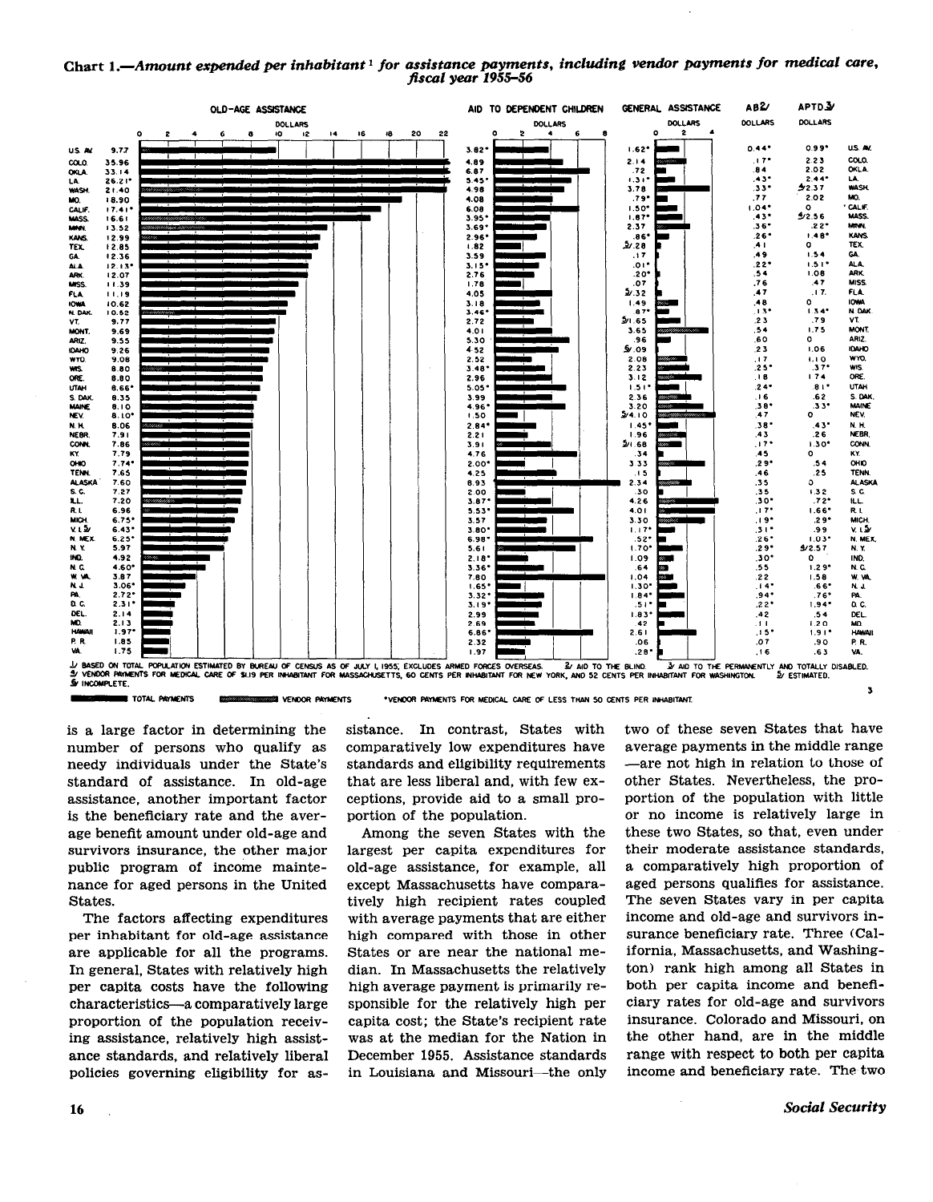## Chart 1.—*Amount expended per inhabitant*[1] *for assistance payments, including vendor payments for medical care, fiscal year 1955–56*

| State | Old-age assistance (dollars) | Aid to dependent children (dollars) | General assistance (dollars) | AB[2] (dollars) | APTD[3] (dollars) | State |
|---|---|---|---|---|---|---|
| U.S. AV. | 9.77 | 3.82* | 1.62* | 0.44* | 0.99* | U.S. AV. |
| COLO. | 35.96 | 4.89 | 2.14 | .17* | 2.23 | COLO. |
| OKLA. | 33.14 | 6.87 | .72 | .84 | 2.02 | OKLA. |
| LA. | 26.21* | 5.45* | 1.31* | .43* | 2.44* | LA. |
| WASH. | 21.40 | 4.98 | 3.78 | .33* | [5] 2.37 | WASH. |
| MO. | 18.90 | 4.08 | .79* | .77 | 2.02 | MO. |
| CALIF. | 17.41* | 6.08 | 1.50* | 1.04* | 0 | CALIF. |
| MASS. | 16.61 | 3.95* | 1.87* | .43* | [5] 2.56 | MASS. |
| MINN. | 13.52 | 3.69* | 2.37 | .36* | .22* | MINN. |
| KANS. | 12.99 | 2.96* | .86* | .26* | 1.48* | KANS. |
| TEX. | 12.85 | 1.82 | [5] .28 | .41 | 0 | TEX. |
| GA. | 12.36 | 3.59 | .17 | .49 | 1.54 | GA. |
| ALA. | 12.13* | 3.15* | .01* | .22* | 1.51* | ALA. |
| ARK. | 12.07 | 2.76 | .20* | .54 | 1.08 | ARK. |
| MISS. | 11.39 | 1.78 | .07 | .76 | .47 | MISS. |
| FLA. | 11.19 | 4.05 | [5] .32 | .47 | .17 | FLA. |
| IOWA | 10.62 | 3.18 | 1.49 | .48 | 0 | IOWA |
| N. DAK. | 10.62 | 3.46* | .87* | .13* | 1.34* | N. DAK. |
| VT. | 9.77 | 2.72 | [5] 1.65 | .23 | .79 | VT. |
| MONT. | 9.69 | 4.01 | 3.65 | .54 | 1.75 | MONT. |
| ARIZ. | 9.55 | 5.30 | .96 | .60 | 0 | ARIZ. |
| IDAHO | 9.26 | 4.52 | [5] .09 | .23 | 1.06 | IDAHO |
| WYO. | 9.08 | 2.52 | 2.08 | .17 | 1.10 | WYO. |
| WIS. | 8.80 | 3.48* | 2.23 | .25* | .37* | WIS. |
| ORE. | 8.80 | 2.96 | 3.12 | .18 | 1.74 | ORE. |
| UTAH | 8.66* | 5.05* | 1.51* | .24* | .81* | UTAH |
| S. DAK. | 8.35 | 3.99 | 2.36 | .16 | .62 | S. DAK. |
| MAINE | 8.10 | 4.96* | 3.20 | .38* | .33* | MAINE |
| NEV. | 8.10* | 1.50 | [5] 4.10 | .47 | 0 | NEV. |
| N. H. | 8.06 | 2.84* | 1.45* | .38* | .43* | N. H. |
| NEBR. | 7.91 | 2.21 | 1.96 | .43 | .26 | NEBR. |
| CONN. | 7.86 | 3.91 | [5] 1.68 | .17* | 1.30* | CONN. |
| KY. | 7.79 | 4.76 | .34 | .45 | 0 | KY. |
| OHIO | 7.74* | 2.00* | 3.33 | .29* | .54 | OHIO |
| TENN. | 7.65 | 4.25 | .15 | .46 | .25 | TENN. |
| ALASKA | 7.60 | 8.93 | 2.34 | .35 | 0 | ALASKA |
| S. C. | 7.27 | 2.00 | .30 | .35 | 1.32 | S. C. |
| ILL. | 7.20 | 3.87* | 4.26 | .30* | .72* | ILL. |
| R. I. | 6.96 | 5.53* | 4.01 | .17* | 1.66* | R. I. |
| MICH. | 6.75* | 3.57 | 3.30 | .19* | .29* | MICH. |
| V. I.[5] | 6.43* | 3.80* | 1.17* | .31* | .99 | V. I.[5] |
| N. MEX. | 6.25* | 6.98* | .52* | .26* | 1.03* | N. MEX. |
| N. Y. | 5.97 | 5.61 | 1.70* | .29* | [5] 2.57 | N. Y. |
| IND. | 4.92 | 2.18* | 1.09 | .30* | 0 | IND. |
| N. C. | 4.60* | 3.36* | .64 | .55 | 1.29* | N. C. |
| W. VA. | 3.87 | 7.80 | 1.04 | .22 | 1.58 | W. VA. |
| N. J. | 3.06* | 1.65* | 1.30* | .14* | .66* | N. J. |
| PA. | 2.72* | 3.32* | 1.84* | .94* | .76* | PA. |
| D. C. | 2.31* | 3.19* | .51* | .22* | 1.94* | D. C. |
| DEL. | 2.14 | 2.99 | 1.83* | .42 | .54 | DEL. |
| MD. | 2.13 | 2.69 | .42 | .11 | 1.20 | MD. |
| HAWAII | 1.97* | 6.86* | 2.61 | .15* | 1.91* | HAWAII |
| P. R. | 1.85 | 2.32 | .06 | .07 | .90 | P. R. |
| VA. | 1.75 | 1.97 | .28* | .16 | .63 | VA. |

[1] Based on total population estimated by Bureau of Census as of July 1, 1955; excludes armed forces overseas. [2] Aid to the blind. [3] Aid to the permanently and totally disabled. [4] Vendor payments for medical care of $1.19 per inhabitant for Massachusetts, 60 cents per inhabitant for New York, and 52 cents per inhabitant for Washington. [5] Estimated. [6] Incomplete.

Legend: Total payments; Vendor payments. *Vendor payments for medical care of less than 50 cents per inhabitant.

is a large factor in determining the number of persons who qualify as needy individuals under the State's standard of assistance. In old-age assistance, another important factor is the beneficiary rate and the average benefit amount under old-age and survivors insurance, the other major public program of income maintenance for aged persons in the United States.

The factors affecting expenditures per inhabitant for old-age assistance are applicable for all the programs. In general, States with relatively high per capita costs have the following characteristics—a comparatively large proportion of the population receiving assistance, relatively high assistance standards, and relatively liberal policies governing eligibility for assistance. In contrast, States with comparatively low expenditures have standards and eligibility requirements that are less liberal and, with few exceptions, provide aid to a small proportion of the population.

Among the seven States with the largest per capita expenditures for old-age assistance, for example, all except Massachusetts have comparatively high recipient rates coupled with average payments that are either high compared with those in other States or are near the national median. In Massachusetts the relatively high average payment is primarily responsible for the relatively high per capita cost; the State's recipient rate was at the median for the Nation in December 1955. Assistance standards in Louisiana and Missouri—the only two of these seven States that have average payments in the middle range—are not high in relation to those of other States. Nevertheless, the proportion of the population with little or no income is relatively large in these two States, so that, even under their moderate assistance standards, a comparatively high proportion of aged persons qualifies for assistance. The seven States vary in per capita income and old-age and survivors insurance beneficiary rate. Three (California, Massachusetts, and Washington) rank high among all States in both per capita income and beneficiary rates for old-age and survivors insurance. Colorado and Missouri, on the other hand, are in the middle range with respect to both per capita income and beneficiary rate. The two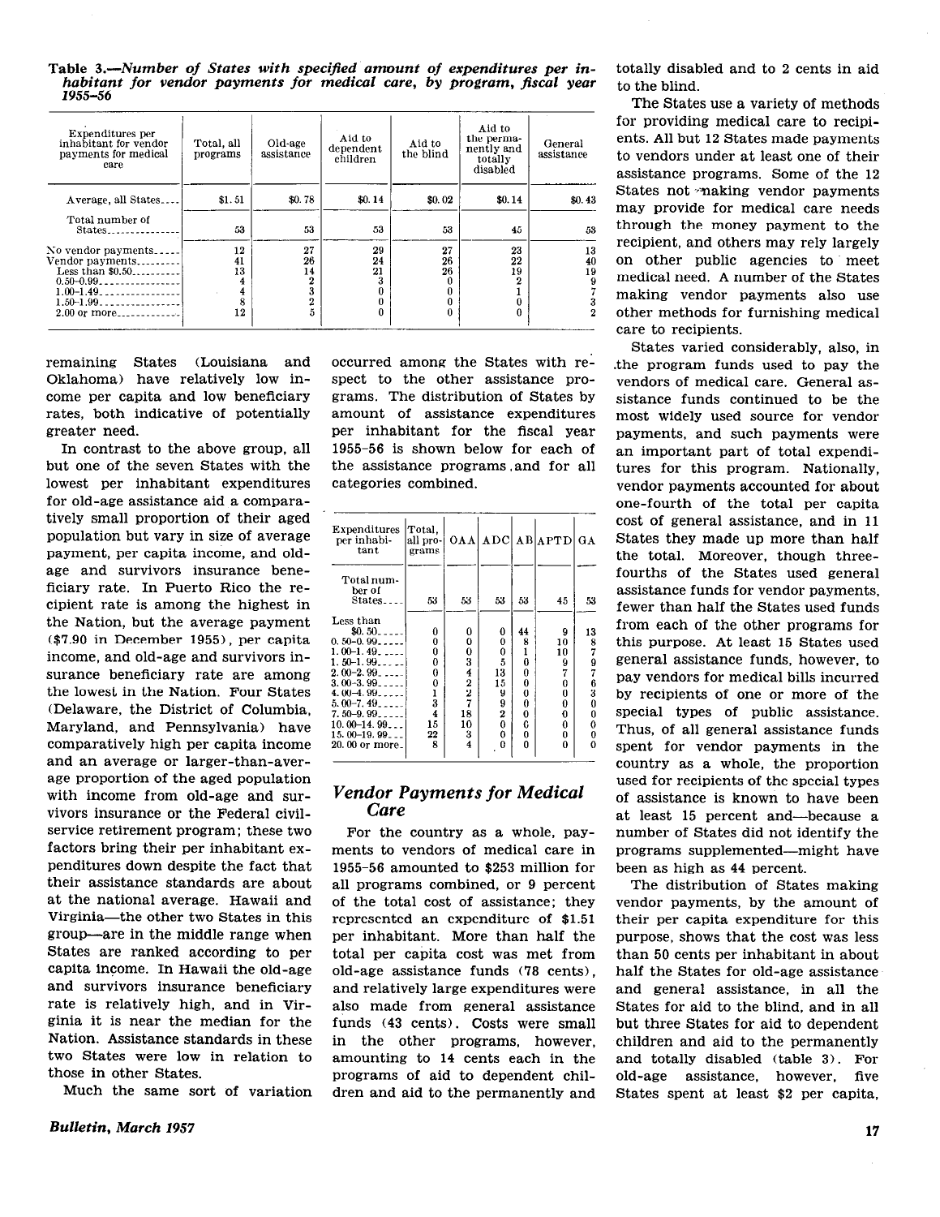**Table 3.—*Number of States with specified amount of expenditures per inhabitant for vendor payments for medical care, by program, fiscal year 1955–56***

| Expenditures per inhabitant for vendor payments for medical care | Total, all programs | Old-age assistance | Aid to dependent children | Aid to the blind | Aid to the permanently and totally disabled | General assistance |
|---|---|---|---|---|---|---|
| Average, all States | $1.51 | $0.78 | $0.14 | $0.02 | $0.14 | $0.43 |
| Total number of States | 53 | 53 | 53 | 53 | 45 | 53 |
| No vendor payments | 12 | 27 | 29 | 27 | 23 | 13 |
| Vendor payments | 41 | 26 | 24 | 26 | 22 | 40 |
| Less than $0.50 | 13 | 14 | 21 | 26 | 19 | 19 |
| 0.50–0.99 | 4 | 2 | 3 | 0 | 2 | 9 |
| 1.00–1.49 | 4 | 3 | 0 | 0 | 1 | 7 |
| 1.50–1.99 | 8 | 2 | 0 | 0 | 0 | 3 |
| 2.00 or more | 12 | 5 | 0 | 0 | 0 | 2 |

remaining States (Louisiana and Oklahoma) have relatively low income per capita and low beneficiary rates, both indicative of potentially greater need.

In contrast to the above group, all but one of the seven States with the lowest per inhabitant expenditures for old-age assistance aid a comparatively small proportion of their aged population but vary in size of average payment, per capita income, and old-age and survivors insurance beneficiary rate. In Puerto Rico the recipient rate is among the highest in the Nation, but the average payment ($7.90 in December 1955), per capita income, and old-age and survivors insurance beneficiary rate are among the lowest in the Nation. Four States (Delaware, the District of Columbia, Maryland, and Pennsylvania) have comparatively high per capita income and an average or larger-than-average proportion of the aged population with income from old-age and survivors insurance or the Federal civil-service retirement program; these two factors bring their per inhabitant expenditures down despite the fact that their assistance standards are about at the national average. Hawaii and Virginia—the other two States in this group—are in the middle range when States are ranked according to per capita income. In Hawaii the old-age and survivors insurance beneficiary rate is relatively high, and in Virginia it is near the median for the Nation. Assistance standards in these two States were low in relation to those in other States.

Much the same sort of variation occurred among the States with respect to the other assistance programs. The distribution of States by amount of assistance expenditures per inhabitant for the fiscal year 1955–56 is shown below for each of the assistance programs and for all categories combined.

| Expenditures per inhabitant | Total, all programs | OAA | ADC | AB | APTD | GA |
|---|---|---|---|---|---|---|
| Total number of States | 53 | 53 | 53 | 53 | 45 | 53 |
| Less than $0.50 | 0 | 0 | 0 | 44 | 9 | 13 |
| 0.50–0.99 | 0 | 0 | 0 | 8 | 10 | 8 |
| 1.00–1.49 | 0 | 0 | 0 | 1 | 10 | 7 |
| 1.50–1.99 | 0 | 3 | 5 | 0 | 9 | 9 |
| 2.00–2.99 | 0 | 4 | 13 | 0 | 7 | 7 |
| 3.00–3.99 | 0 | 2 | 15 | 0 | 0 | 6 |
| 4.00–4.99 | 1 | 2 | 9 | 0 | 0 | 3 |
| 5.00–7.49 | 3 | 7 | 9 | 0 | 0 | 0 |
| 7.50–9.99 | 4 | 18 | 2 | 0 | 0 | 0 |
| 10.00–14.99 | 15 | 10 | 0 | 0 | 0 | 0 |
| 15.00–19.99 | 22 | 3 | 0 | 0 | 0 | 0 |
| 20.00 or more | 8 | 4 | 0 | 0 | 0 | 0 |

## *Vendor Payments for Medical Care*

For the country as a whole, payments to vendors of medical care in 1955–56 amounted to $253 million for all programs combined, or 9 percent of the total cost of assistance; they represented an expenditure of $1.51 per inhabitant. More than half the total per capita cost was met from old-age assistance funds (78 cents), and relatively large expenditures were also made from general assistance funds (43 cents). Costs were small in the other programs, however, amounting to 14 cents each in the programs of aid to dependent children and aid to the permanently and totally disabled and to 2 cents in aid to the blind.

The States use a variety of methods for providing medical care to recipients. All but 12 States made payments to vendors under at least one of their assistance programs. Some of the 12 States not making vendor payments may provide for medical care needs through the money payment to the recipient, and others may rely largely on other public agencies to meet medical need. A number of the States making vendor payments also use other methods for furnishing medical care to recipients.

States varied considerably, also, in the program funds used to pay the vendors of medical care. General assistance funds continued to be the most widely used source for vendor payments, and such payments were an important part of total expenditures for this program. Nationally, vendor payments accounted for about one-fourth of the total per capita cost of general assistance, and in 11 States they made up more than half the total. Moreover, though three-fourths of the States used general assistance funds for vendor payments, fewer than half the States used funds from each of the other programs for this purpose. At least 15 States used general assistance funds, however, to pay vendors for medical bills incurred by recipients of one or more of the special types of public assistance. Thus, of all general assistance funds spent for vendor payments in the country as a whole, the proportion used for recipients of the special types of assistance is known to have been at least 15 percent and—because a number of States did not identify the programs supplemented—might have been as high as 44 percent.

The distribution of States making vendor payments, by the amount of their per capita expenditure for this purpose, shows that the cost was less than 50 cents per inhabitant in about half the States for old-age assistance and general assistance, in all the States for aid to the blind, and in all but three States for aid to dependent children and aid to the permanently and totally disabled (table 3). For old-age assistance, however, five States spent at least $2 per capita,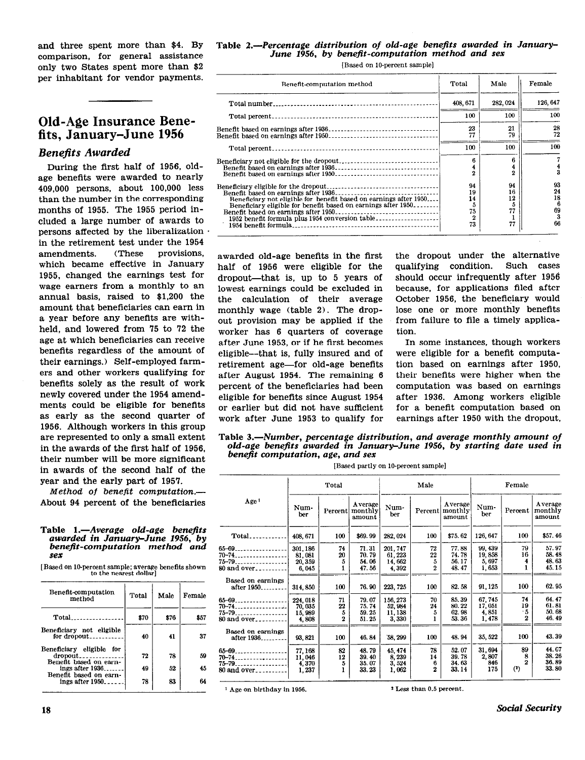and three spent more than $4. By comparison, for general assistance only two States spent more than $2 per inhabitant for vendor payments.

## Old-Age Insurance Benefits, January–June 1956

### Benefits Awarded

During the first half of 1956, old-age benefits were awarded to nearly 409,000 persons, about 100,000 less than the number in the corresponding months of 1955. The 1955 period included a large number of awards to persons affected by the liberalization in the retirement test under the 1954 amendments. (These provisions, which became effective in January 1955, changed the earnings test for wage earners from a monthly to an annual basis, raised to $1,200 the amount that beneficiaries can earn in a year before any benefits are withheld, and lowered from 75 to 72 the age at which beneficiaries can receive benefits regardless of the amount of their earnings.) Self-employed farmers and other workers qualifying for benefits solely as the result of work newly covered under the 1954 amendments could be eligible for benefits as early as the second quarter of 1956. Although workers in this group are represented to only a small extent in the awards of the first half of 1956, their number will be more significant in awards of the second half of the year and the early part of 1957.

*Method of benefit computation.*—About 94 percent of the beneficiaries awarded old-age benefits in the first half of 1956 were eligible for the dropout—that is, up to 5 years of lowest earnings could be excluded in the calculation of their average monthly wage (table 2). The dropout provision may be applied if the worker has 6 quarters of coverage after June 1953, or if he first becomes eligible—that is, fully insured and of retirement age—for old-age benefits after August 1954. The remaining 6 percent of the beneficiaries had been eligible for benefits since August 1954 or earlier but did not have sufficient work after June 1953 to qualify for the dropout under the alternative qualifying condition. Such cases should occur infrequently after 1956 because, for applications filed after October 1956, the beneficiary would lose one or more monthly benefits from failure to file a timely application.

In some instances, though workers were eligible for a benefit computation based on earnings after 1950, their benefits were higher when the computation was based on earnings after 1936. Among workers eligible for a benefit computation based on earnings after 1950 with the dropout,

**Table 1.—*Average old-age benefits awarded in January–June 1956, by benefit-computation method and sex***

[Based on 10-percent sample; average benefits shown to the nearest dollar]

| Benefit-computation method | Total | Male | Female |
|---|---|---|---|
| Total | $70 | $76 | $57 |
| Beneficiary not eligible for dropout | 40 | 41 | 37 |
| Beneficiary eligible for dropout | 72 | 78 | 59 |
| Benefit based on earnings after 1936 | 49 | 52 | 45 |
| Benefit based on earnings after 1950 | 78 | 83 | 64 |

**Table 2.—*Percentage distribution of old-age benefits awarded in January–June 1956, by benefit-computation method and sex***

[Based on 10-percent sample]

| Benefit-computation method | Total | Male | Female |
|---|---|---|---|
| Total number | 408,671 | 282,024 | 126,647 |
| Total percent | 100 | 100 | 100 |
| Benefit based on earnings after 1936 | 23 | 21 | 28 |
| Benefit based on earnings after 1950 | 77 | 79 | 72 |
| Total percent | 100 | 100 | 100 |
| Beneficiary not eligible for the dropout | 6 | 6 | 7 |
| Benefit based on earnings after 1936 | 4 | 4 | 4 |
| Benefit based on earnings after 1950 | 2 | 2 | 3 |
| Beneficiary eligible for the dropout | 94 | 94 | 93 |
| Benefit based on earnings after 1936 | 19 | 16 | 24 |
| Beneficiary not eligible for benefit based on earnings after 1950 | 14 | 12 | 18 |
| Beneficiary eligible for benefit based on earnings after 1950 | 5 | 5 | 6 |
| Benefit based on earnings after 1950 | 75 | 77 | 69 |
| 1952 benefit formula plus 1954 conversion table | 2 | 1 | 3 |
| 1954 benefit formula | 73 | 77 | 66 |

**Table 3.—*Number, percentage distribution, and average monthly amount of old-age benefits awarded in January–June 1956, by starting date used in benefit computation, age, and sex***

[Based partly on 10-percent sample]

| Age [1] | Total | | | Male | | | Female | | |
|---|---|---|---|---|---|---|---|---|---|
| | Number | Percent | Average monthly amount | Number | Percent | Average monthly amount | Number | Percent | Average monthly amount |
| Total | 408,671 | 100 | $69.99 | 282,024 | 100 | $75.62 | 126,647 | 100 | $57.46 |
| 65–69 | 301,186 | 74 | 71.31 | 201,747 | 72 | 77.88 | 99,439 | 79 | 57.97 |
| 70–74 | 81,081 | 20 | 70.79 | 61,223 | 22 | 74.78 | 19,858 | 16 | 58.48 |
| 75–79 | 20,359 | 5 | 54.06 | 14,662 | 5 | 56.17 | 5,697 | 4 | 48.63 |
| 80 and over | 6,045 | 1 | 47.56 | 4,392 | 2 | 48.47 | 1,653 | 1 | 45.15 |
| Based on earnings after 1950 | 314,850 | 100 | 76.90 | 223,725 | 100 | 82.58 | 91,125 | 100 | 62.95 |
| 65–69 | 224,018 | 71 | 79.07 | 156,273 | 70 | 85.39 | 67,745 | 74 | 64.47 |
| 70–74 | 70,035 | 22 | 75.74 | 52,984 | 24 | 80.22 | 17,051 | 19 | 61.81 |
| 75–79 | 15,989 | 5 | 59.25 | 11,138 | 5 | 62.98 | 4,851 | 5 | 50.68 |
| 80 and over | 4,808 | 2 | 51.25 | 3,330 | 1 | 53.36 | 1,478 | 2 | 46.49 |
| Based on earnings after 1936 | 93,821 | 100 | 46.84 | 58,299 | 100 | 48.94 | 35,522 | 100 | 43.39 |
| 65–69 | 77,168 | 82 | 48.79 | 45,474 | 78 | 52.07 | 31,694 | 89 | 44.07 |
| 70–74 | 11,046 | 12 | 39.40 | 8,239 | 14 | 39.78 | 2,807 | 8 | 38.26 |
| 75–79 | 4,370 | 5 | 35.07 | 3,524 | 6 | 34.63 | 846 | 2 | 36.89 |
| 80 and over | 1,237 | 1 | 33.23 | 1,062 | 2 | 33.14 | 175 | (2) | 33.80 |

[1] Age on birthday in 1956.

[2] Less than 0.5 percent.